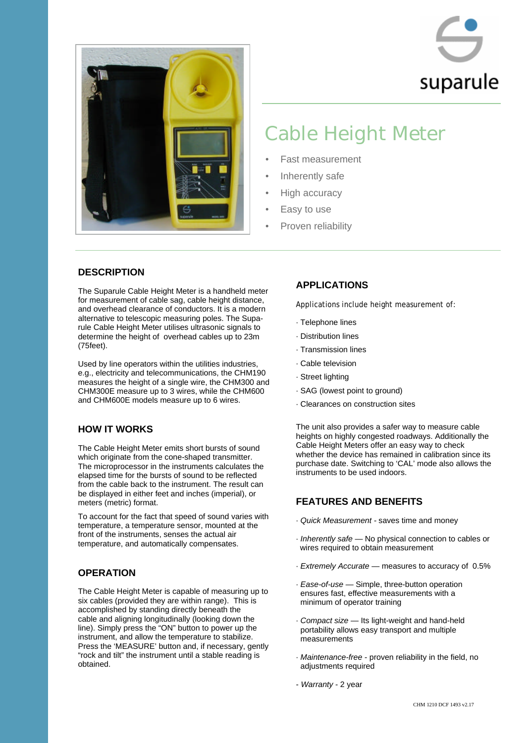suparule

# Cable Height Meter

- Fast measurement
- Inherently safe
- High accuracy
- Easy to use
- Proven reliability

## DESCRIPTION

The Suparule Cable Height Meter is a handheld meter for measurement of cable sag, cable height distance, and overhead clearance of conductors. It is a modern alternative to telescopic measuring poles. The Suparule Cable Height Meter utilises ultrasonic signals to determine the height of overhead cables up to 23m (75feet).

Used by line operators within the utilities industries, e.g., electricity and telecommunications, the CHM190 measures the height of a single wire, the CHM300 and CHM300E measure up to 3 wires, while the CHM600 and CHM600E models measure up to 6 wires.

## HOW IT WORKS

The Cable Height Meter emits short bursts of sound which originate from the cone-shaped transmitter. The microprocessor in the instruments calculates the elapsed time for the bursts of sound to be reflected from the cable back to the instrument. The result can be displayed in either feet and inches (imperial), or meters (metric) format.

To account for the fact that speed of sound varies with temperature, a temperature sensor, mounted at the front of the instruments, senses the actual air temperature, and automatically compensates.

## OPERATION

The Cable Height Meter is capable of measuring up to six cables (provided they are within range). This is accomplished by standing directly beneath the cable and aligning longitudinally (looking down the line). Simply press the "ON" button to power up the instrument, and allow the temperature to stabilize. Press the 'MEASURE' button and, if necessary, gently "rock and tilt" the instrument until a stable reading is obtained.

## APPLICATIONS

Applications include height measurement of:

- · Telephone lines
- · Distribution lines
- · Transmission lines
- · Cable television
- · Street lighting
- · SAG (lowest point to ground)
- · Clearances on construction sites

The unit also provides a safer way to measure cable heights on highly congested roadways. Additionally the Cable Height Meters offer an easy way to check whether the device has remained in calibration since its purchase date. Switching to 'CAL' mode also allows the instruments to be used indoors.

## FEATURES AND BENEFITS

- · *Quick Measurement* - saves time and money
- · *Inherently safe* — No physical connection to cables or wires required to obtain measurement
- · *Extremely Accurate* — measures to accuracy of 0.5%
- · *Ease-of-use* — Simple, three-button operation ensures fast, effective measurements with a minimum of operator training
- · *Compact size* — Its light-weight and hand-held portability allows easy transport and multiple measurements
- · *Maintenance-free* - proven reliability in the field, no adjustments required
- *Warranty* - 2 year

CHM 1210 DCF 1493 v2.17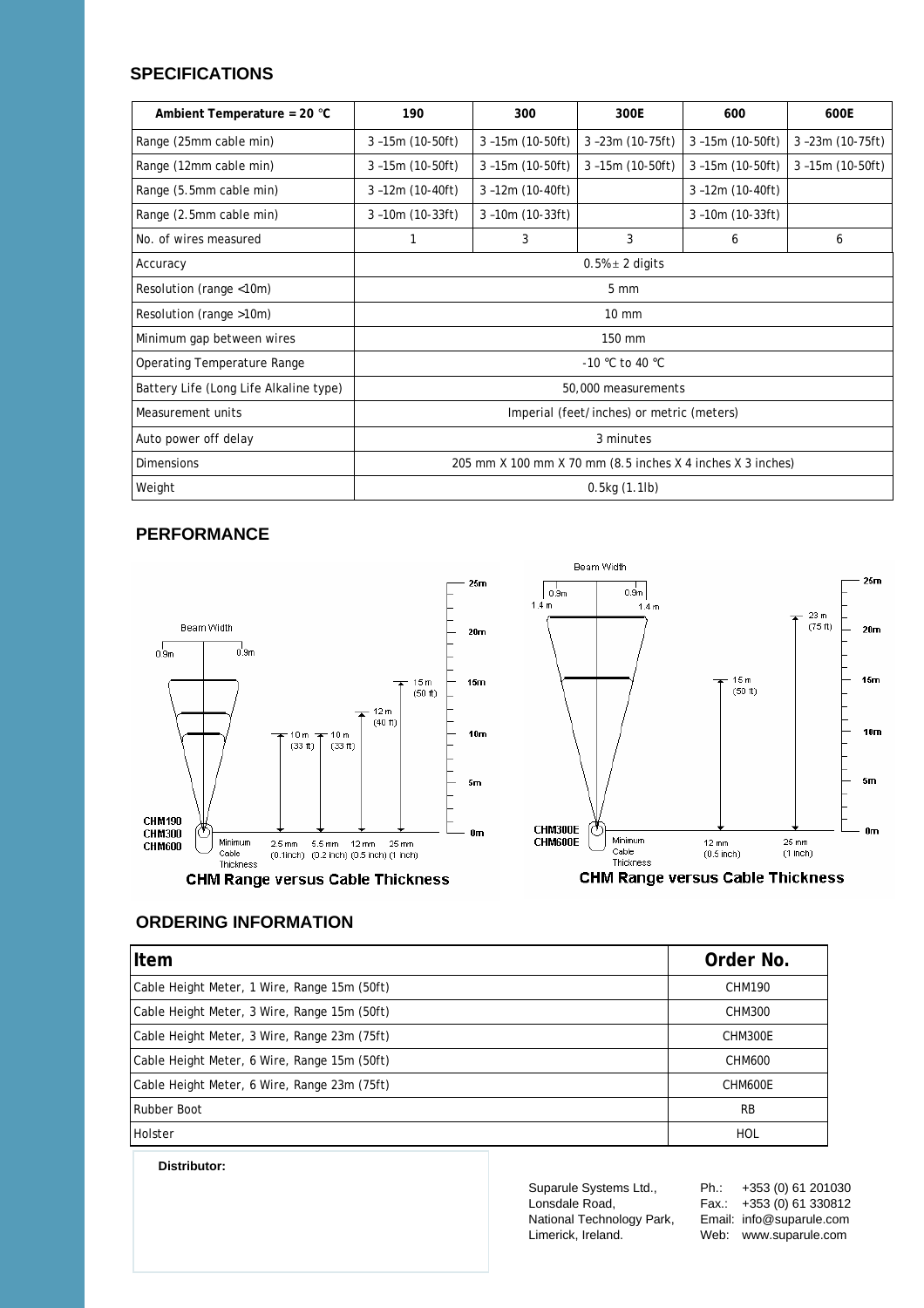## SPECIFICATIONS

| Ambient Temperature = 20 °C | 190 | 300 | 300E | 600 | 600E |
|---|---|---|---|---|---|
| Range (25mm cable min) | 3 –15m (10-50ft) | 3 –15m (10-50ft) | 3 –23m (10-75ft) | 3 –15m (10-50ft) | 3 –23m (10-75ft) |
| Range (12mm cable min) | 3 –15m (10-50ft) | 3 –15m (10-50ft) | 3 –15m (10-50ft) | 3 –15m (10-50ft) | 3 –15m (10-50ft) |
| Range (5.5mm cable min) | 3 –12m (10-40ft) | 3 –12m (10-40ft) | | 3 –12m (10-40ft) | |
| Range (2.5mm cable min) | 3 –10m (10-33ft) | 3 –10m (10-33ft) | | 3 –10m (10-33ft) | |
| No. of wires measured | 1 | 3 | 3 | 6 | 6 |
| Accuracy | 0.5%± 2 digits | | | | |
| Resolution (range <10m) | 5 mm | | | | |
| Resolution (range >10m) | 10 mm | | | | |
| Minimum gap between wires | 150 mm | | | | |
| Operating Temperature Range | -10 °C to 40 °C | | | | |
| Battery Life (Long Life Alkaline type) | 50,000 measurements | | | | |
| Measurement units | Imperial (feet/inches) or metric (meters) | | | | |
| Auto power off delay | 3 minutes | | | | |
| Dimensions | 205 mm X 100 mm X 70 mm (8.5 inches X 4 inches X 3 inches) | | | | |
| Weight | 0.5kg (1.1lb) | | | | |

## PERFORMANCE

Beam Width
0.9m 0.9m
25m 20m 15m 10m 5m 0m
15 m (50 ft)
12 m (40 ft)
10 m (33 ft) 10 m (33 ft)
CHM190
CHM300
CHM600
Minimum Cable Thickness
2.5 mm (0.1inch) 5.5 mm (0.2 inch) 12 mm (0.5 inch) 25 mm (1 inch)

CHM Range versus Cable Thickness

Beam Width
0.9m 0.9m
1.4 m 1.4 m
25m 20m 15m 10m 5m 0m
23 m (75 ft)
15 m (50 ft)
CHM300E
CHM600E
Minimum Cable Thickness
12 mm (0.5 inch) 25 mm (1 inch)

CHM Range versus Cable Thickness

## ORDERING INFORMATION

| Item | Order No. |
|---|---|
| Cable Height Meter, 1 Wire, Range 15m (50ft) | CHM190 |
| Cable Height Meter, 3 Wire, Range 15m (50ft) | CHM300 |
| Cable Height Meter, 3 Wire, Range 23m (75ft) | CHM300E |
| Cable Height Meter, 6 Wire, Range 15m (50ft) | CHM600 |
| Cable Height Meter, 6 Wire, Range 23m (75ft) | CHM600E |
| Rubber Boot | RB |
| Holster | HOL |

**Distributor:**

Suparule Systems Ltd.,
Lonsdale Road,
National Technology Park,
Limerick, Ireland.

Ph.: +353 (0) 61 201030
Fax.: +353 (0) 61 330812
Email: info@suparule.com
Web: www.suparule.com